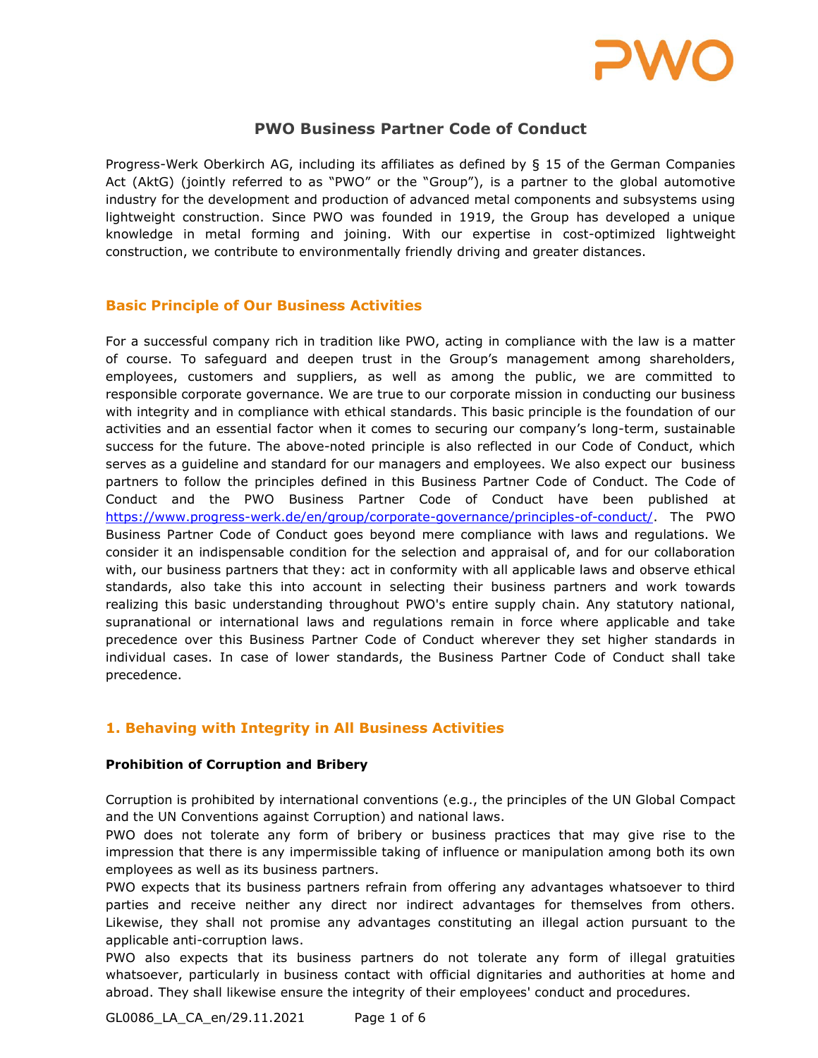# PWO Business Partner Code of Conduct

Progress-Werk Oberkirch AG, including its affiliates as defined by § 15 of the German Companies Act (AktG) (jointly referred to as "PWO" or the "Group"), is a partner to the global automotive industry for the development and production of advanced metal components and subsystems using lightweight construction. Since PWO was founded in 1919, the Group has developed a unique knowledge in metal forming and joining. With our expertise in cost-optimized lightweight construction, we contribute to environmentally friendly driving and greater distances.

## Basic Principle of Our Business Activities

For a successful company rich in tradition like PWO, acting in compliance with the law is a matter of course. To safeguard and deepen trust in the Group's management among shareholders, employees, customers and suppliers, as well as among the public, we are committed to responsible corporate governance. We are true to our corporate mission in conducting our business with integrity and in compliance with ethical standards. This basic principle is the foundation of our activities and an essential factor when it comes to securing our company's long-term, sustainable success for the future. The above-noted principle is also reflected in our Code of Conduct, which serves as a guideline and standard for our managers and employees. We also expect our business partners to follow the principles defined in this Business Partner Code of Conduct. The Code of Conduct and the PWO Business Partner Code of Conduct have been published at https://www.progress-werk.de/en/group/corporate-governance/principles-of-conduct/. The PWO Business Partner Code of Conduct goes beyond mere compliance with laws and regulations. We consider it an indispensable condition for the selection and appraisal of, and for our collaboration with, our business partners that they: act in conformity with all applicable laws and observe ethical standards, also take this into account in selecting their business partners and work towards realizing this basic understanding throughout PWO's entire supply chain. Any statutory national, supranational or international laws and regulations remain in force where applicable and take precedence over this Business Partner Code of Conduct wherever they set higher standards in individual cases. In case of lower standards, the Business Partner Code of Conduct shall take precedence.

## 1. Behaving with Integrity in All Business Activities

**Prohibition of Corruption and Bribery**

Corruption is prohibited by international conventions (e.g., the principles of the UN Global Compact and the UN Conventions against Corruption) and national laws.

PWO does not tolerate any form of bribery or business practices that may give rise to the impression that there is any impermissible taking of influence or manipulation among both its own employees as well as its business partners.

PWO expects that its business partners refrain from offering any advantages whatsoever to third parties and receive neither any direct nor indirect advantages for themselves from others. Likewise, they shall not promise any advantages constituting an illegal action pursuant to the applicable anti-corruption laws.

PWO also expects that its business partners do not tolerate any form of illegal gratuities whatsoever, particularly in business contact with official dignitaries and authorities at home and abroad. They shall likewise ensure the integrity of their employees' conduct and procedures.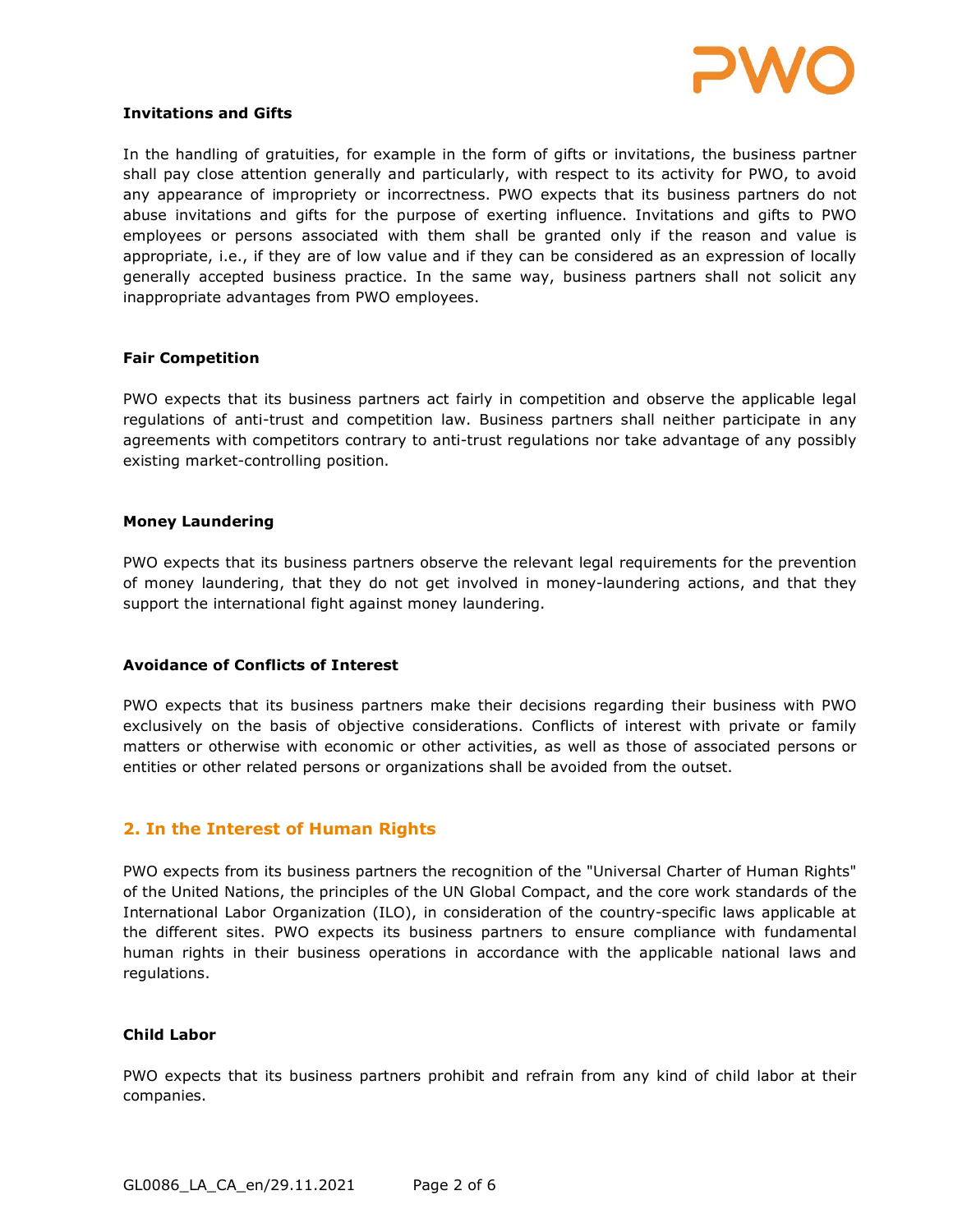### Invitations and Gifts

In the handling of gratuities, for example in the form of gifts or invitations, the business partner shall pay close attention generally and particularly, with respect to its activity for PWO, to avoid any appearance of impropriety or incorrectness. PWO expects that its business partners do not abuse invitations and gifts for the purpose of exerting influence. Invitations and gifts to PWO employees or persons associated with them shall be granted only if the reason and value is appropriate, i.e., if they are of low value and if they can be considered as an expression of locally generally accepted business practice. In the same way, business partners shall not solicit any inappropriate advantages from PWO employees.

### Fair Competition

PWO expects that its business partners act fairly in competition and observe the applicable legal regulations of anti-trust and competition law. Business partners shall neither participate in any agreements with competitors contrary to anti-trust regulations nor take advantage of any possibly existing market-controlling position.

### Money Laundering

PWO expects that its business partners observe the relevant legal requirements for the prevention of money laundering, that they do not get involved in money-laundering actions, and that they support the international fight against money laundering.

### Avoidance of Conflicts of Interest

PWO expects that its business partners make their decisions regarding their business with PWO exclusively on the basis of objective considerations. Conflicts of interest with private or family matters or otherwise with economic or other activities, as well as those of associated persons or entities or other related persons or organizations shall be avoided from the outset.

## 2. In the Interest of Human Rights

PWO expects from its business partners the recognition of the "Universal Charter of Human Rights" of the United Nations, the principles of the UN Global Compact, and the core work standards of the International Labor Organization (ILO), in consideration of the country-specific laws applicable at the different sites. PWO expects its business partners to ensure compliance with fundamental human rights in their business operations in accordance with the applicable national laws and regulations.

### Child Labor

PWO expects that its business partners prohibit and refrain from any kind of child labor at their companies.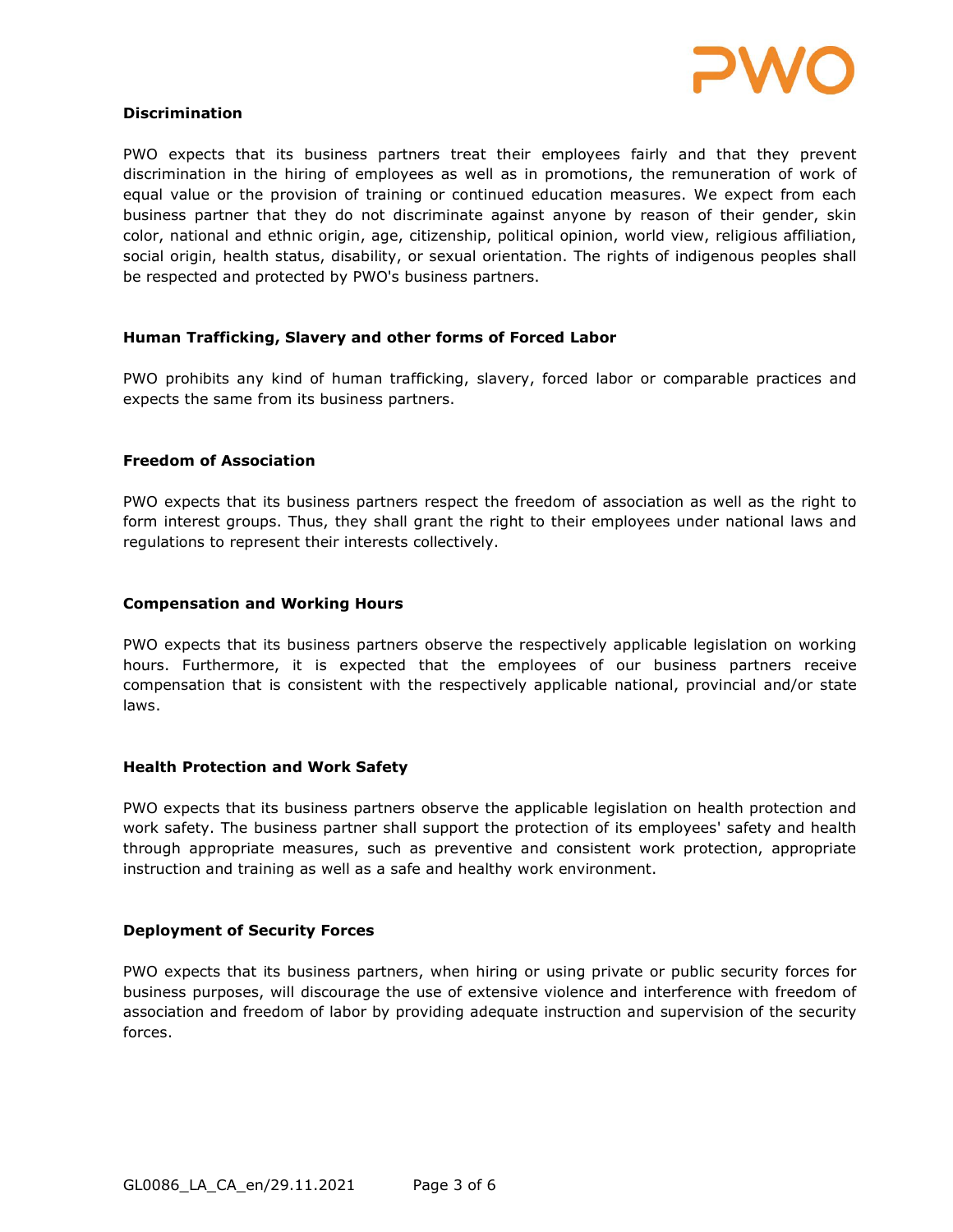**Discrimination**

PWO expects that its business partners treat their employees fairly and that they prevent discrimination in the hiring of employees as well as in promotions, the remuneration of work of equal value or the provision of training or continued education measures. We expect from each business partner that they do not discriminate against anyone by reason of their gender, skin color, national and ethnic origin, age, citizenship, political opinion, world view, religious affiliation, social origin, health status, disability, or sexual orientation. The rights of indigenous peoples shall be respected and protected by PWO's business partners.

**Human Trafficking, Slavery and other forms of Forced Labor**

PWO prohibits any kind of human trafficking, slavery, forced labor or comparable practices and expects the same from its business partners.

**Freedom of Association**

PWO expects that its business partners respect the freedom of association as well as the right to form interest groups. Thus, they shall grant the right to their employees under national laws and regulations to represent their interests collectively.

**Compensation and Working Hours**

PWO expects that its business partners observe the respectively applicable legislation on working hours. Furthermore, it is expected that the employees of our business partners receive compensation that is consistent with the respectively applicable national, provincial and/or state laws.

**Health Protection and Work Safety**

PWO expects that its business partners observe the applicable legislation on health protection and work safety. The business partner shall support the protection of its employees' safety and health through appropriate measures, such as preventive and consistent work protection, appropriate instruction and training as well as a safe and healthy work environment.

**Deployment of Security Forces**

PWO expects that its business partners, when hiring or using private or public security forces for business purposes, will discourage the use of extensive violence and interference with freedom of association and freedom of labor by providing adequate instruction and supervision of the security forces.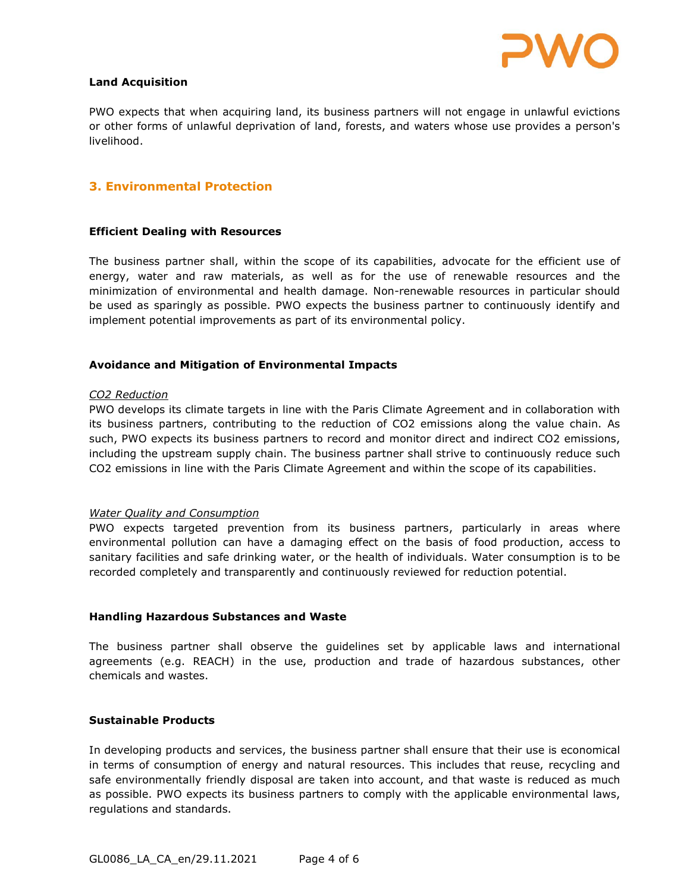### Land Acquisition

PWO expects that when acquiring land, its business partners will not engage in unlawful evictions or other forms of unlawful deprivation of land, forests, and waters whose use provides a person's livelihood.

## 3. Environmental Protection

### Efficient Dealing with Resources

The business partner shall, within the scope of its capabilities, advocate for the efficient use of energy, water and raw materials, as well as for the use of renewable resources and the minimization of environmental and health damage. Non-renewable resources in particular should be used as sparingly as possible. PWO expects the business partner to continuously identify and implement potential improvements as part of its environmental policy.

### Avoidance and Mitigation of Environmental Impacts

*CO2 Reduction*

PWO develops its climate targets in line with the Paris Climate Agreement and in collaboration with its business partners, contributing to the reduction of $CO_2$ emissions along the value chain. As such, PWO expects its business partners to record and monitor direct and indirect $CO_2$ emissions, including the upstream supply chain. The business partner shall strive to continuously reduce such $CO_2$ emissions in line with the Paris Climate Agreement and within the scope of its capabilities.

*Water Quality and Consumption*

PWO expects targeted prevention from its business partners, particularly in areas where environmental pollution can have a damaging effect on the basis of food production, access to sanitary facilities and safe drinking water, or the health of individuals. Water consumption is to be recorded completely and transparently and continuously reviewed for reduction potential.

### Handling Hazardous Substances and Waste

The business partner shall observe the guidelines set by applicable laws and international agreements (e.g. REACH) in the use, production and trade of hazardous substances, other chemicals and wastes.

### Sustainable Products

In developing products and services, the business partner shall ensure that their use is economical in terms of consumption of energy and natural resources. This includes that reuse, recycling and safe environmentally friendly disposal are taken into account, and that waste is reduced as much as possible. PWO expects its business partners to comply with the applicable environmental laws, regulations and standards.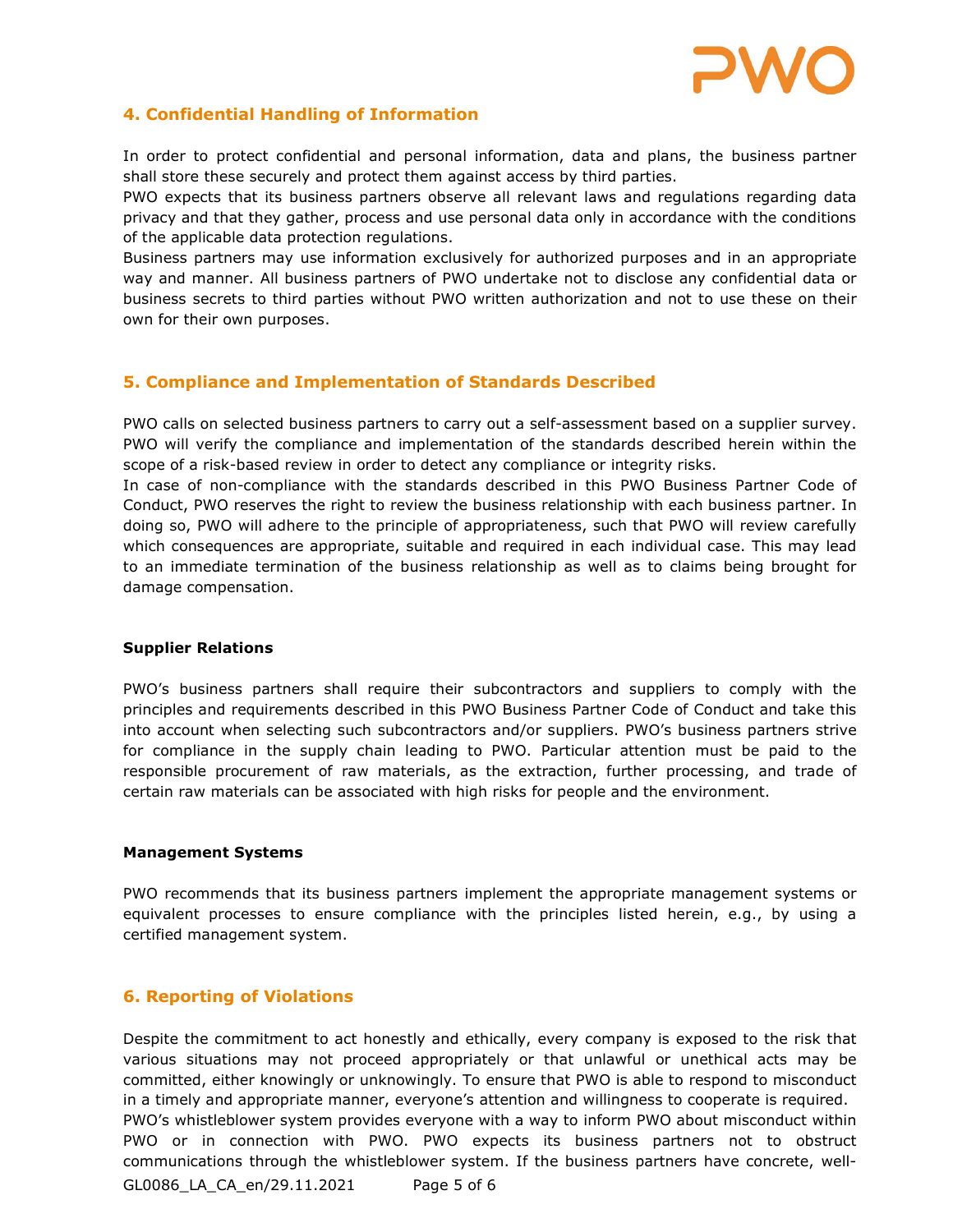## 4. Confidential Handling of Information

In order to protect confidential and personal information, data and plans, the business partner shall store these securely and protect them against access by third parties.
PWO expects that its business partners observe all relevant laws and regulations regarding data privacy and that they gather, process and use personal data only in accordance with the conditions of the applicable data protection regulations.
Business partners may use information exclusively for authorized purposes and in an appropriate way and manner. All business partners of PWO undertake not to disclose any confidential data or business secrets to third parties without PWO written authorization and not to use these on their own for their own purposes.

## 5. Compliance and Implementation of Standards Described

PWO calls on selected business partners to carry out a self-assessment based on a supplier survey. PWO will verify the compliance and implementation of the standards described herein within the scope of a risk-based review in order to detect any compliance or integrity risks.
In case of non-compliance with the standards described in this PWO Business Partner Code of Conduct, PWO reserves the right to review the business relationship with each business partner. In doing so, PWO will adhere to the principle of appropriateness, such that PWO will review carefully which consequences are appropriate, suitable and required in each individual case. This may lead to an immediate termination of the business relationship as well as to claims being brought for damage compensation.

**Supplier Relations**

PWO's business partners shall require their subcontractors and suppliers to comply with the principles and requirements described in this PWO Business Partner Code of Conduct and take this into account when selecting such subcontractors and/or suppliers. PWO's business partners strive for compliance in the supply chain leading to PWO. Particular attention must be paid to the responsible procurement of raw materials, as the extraction, further processing, and trade of certain raw materials can be associated with high risks for people and the environment.

**Management Systems**

PWO recommends that its business partners implement the appropriate management systems or equivalent processes to ensure compliance with the principles listed herein, e.g., by using a certified management system.

## 6. Reporting of Violations

Despite the commitment to act honestly and ethically, every company is exposed to the risk that various situations may not proceed appropriately or that unlawful or unethical acts may be committed, either knowingly or unknowingly. To ensure that PWO is able to respond to misconduct in a timely and appropriate manner, everyone's attention and willingness to cooperate is required.
PWO's whistleblower system provides everyone with a way to inform PWO about misconduct within PWO or in connection with PWO. PWO expects its business partners not to obstruct communications through the whistleblower system. If the business partners have concrete, well-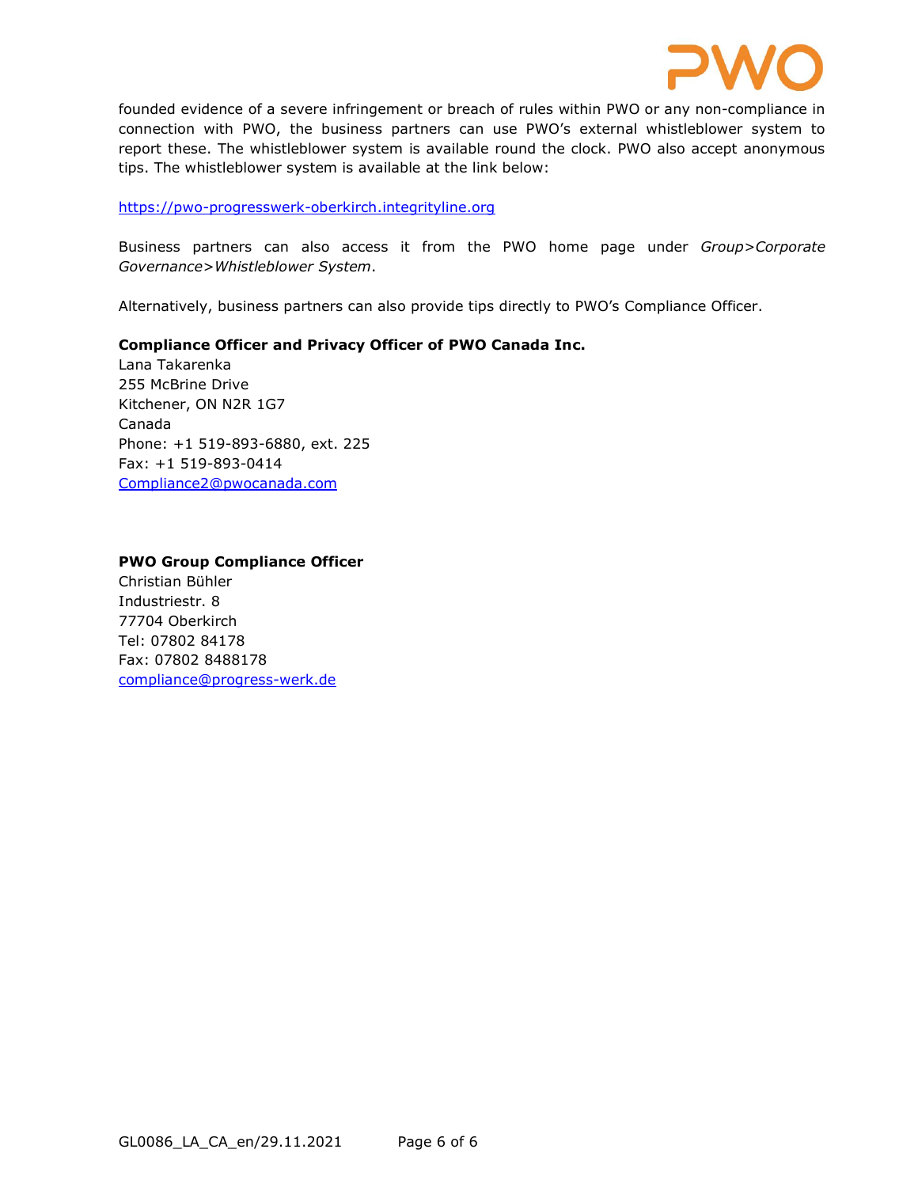founded evidence of a severe infringement or breach of rules within PWO or any non-compliance in connection with PWO, the business partners can use PWO's external whistleblower system to report these. The whistleblower system is available round the clock. PWO also accept anonymous tips. The whistleblower system is available at the link below:

https://pwo-progresswerk-oberkirch.integrityline.org

Business partners can also access it from the PWO home page under *Group>Corporate Governance>Whistleblower System*.

Alternatively, business partners can also provide tips directly to PWO's Compliance Officer.

**Compliance Officer and Privacy Officer of PWO Canada Inc.**
Lana Takarenka
255 McBrine Drive
Kitchener, ON N2R 1G7
Canada
Phone: +1 519-893-6880, ext. 225
Fax: +1 519-893-0414
Compliance2@pwocanada.com

**PWO Group Compliance Officer**
Christian Bühler
Industriestr. 8
77704 Oberkirch
Tel: 07802 84178
Fax: 07802 8488178
compliance@progress-werk.de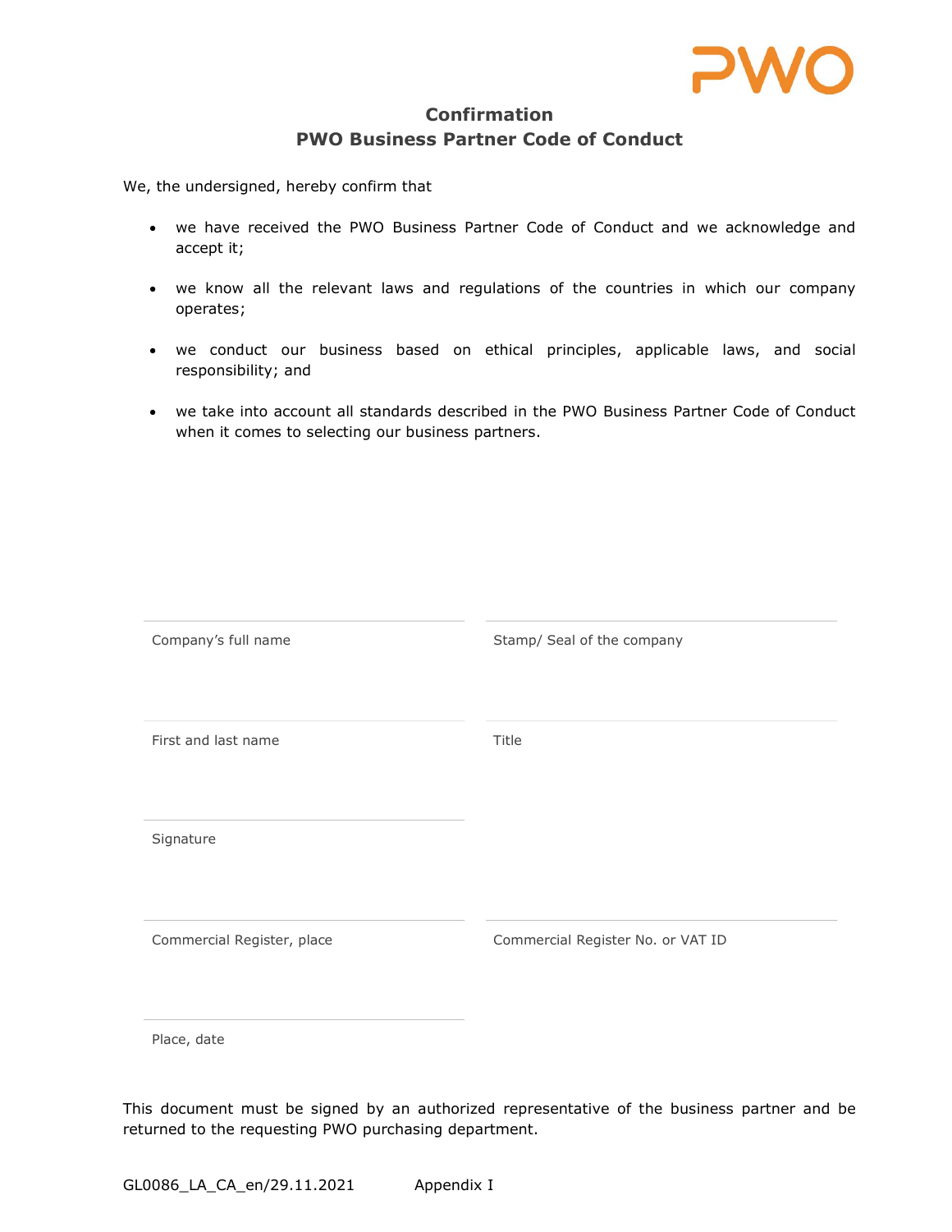# Confirmation
# PWO Business Partner Code of Conduct

We, the undersigned, hereby confirm that

- we have received the PWO Business Partner Code of Conduct and we acknowledge and accept it;
- we know all the relevant laws and regulations of the countries in which our company operates;
- we conduct our business based on ethical principles, applicable laws, and social responsibility; and
- we take into account all standards described in the PWO Business Partner Code of Conduct when it comes to selecting our business partners.

| | |
|---|---|
| Company's full name | Stamp/ Seal of the company |
| First and last name | Title |
| Signature | |
| Commercial Register, place | Commercial Register No. or VAT ID |
| Place, date | |

This document must be signed by an authorized representative of the business partner and be returned to the requesting PWO purchasing department.

GL0086_LA_CA_en/29.11.2021 Appendix I